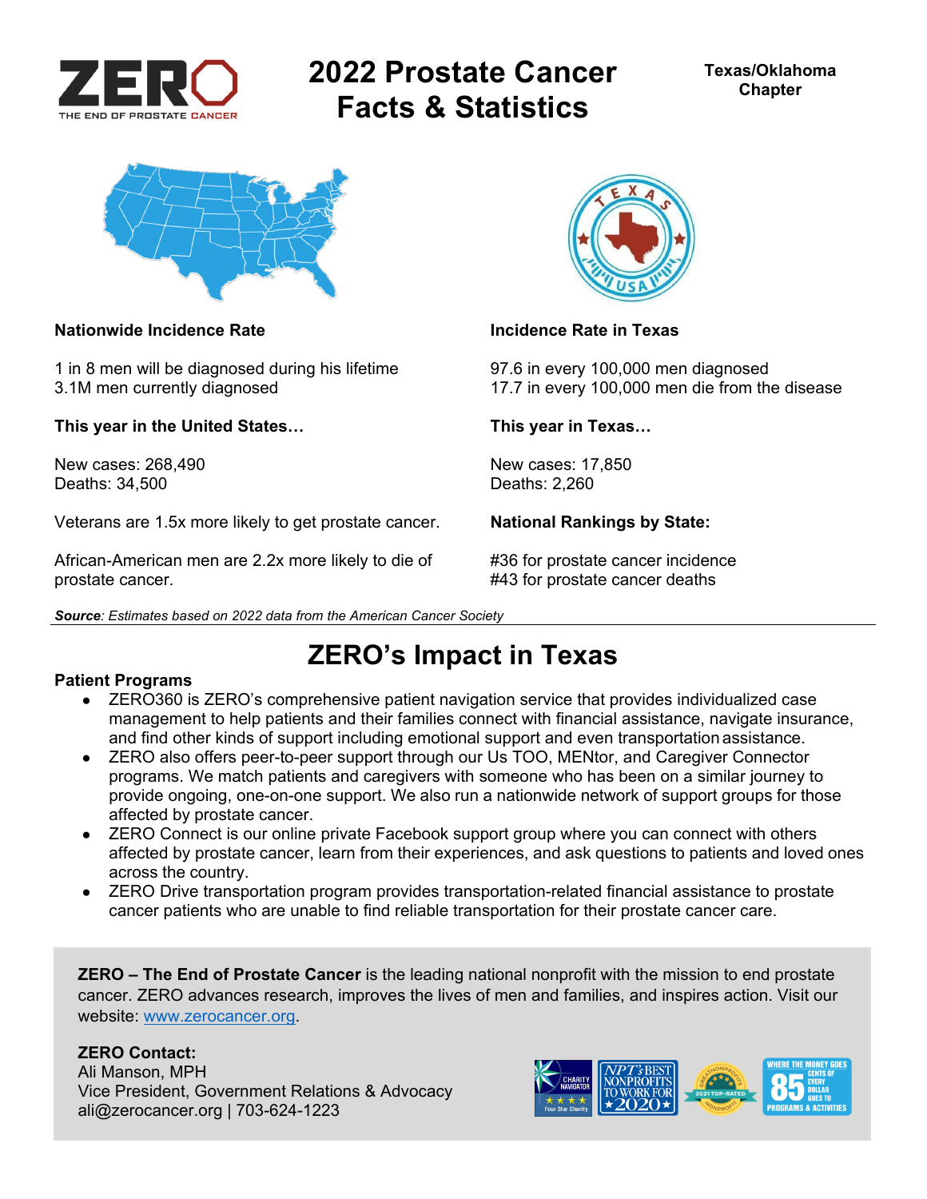ZERO — THE END OF PROSTATE CANCER

# 2022 Prostate Cancer Facts & Statistics

**Texas/Oklahoma Chapter**

**Nationwide Incidence Rate**

1 in 8 men will be diagnosed during his lifetime
3.1M men currently diagnosed

**This year in the United States…**

New cases: 268,490
Deaths: 34,500

Veterans are 1.5x more likely to get prostate cancer.

African-American men are 2.2x more likely to die of prostate cancer.

**Incidence Rate in Texas**

97.6 in every 100,000 men diagnosed
17.7 in every 100,000 men die from the disease

**This year in Texas…**

New cases: 17,850
Deaths: 2,260

**National Rankings by State:**

#36 for prostate cancer incidence
#43 for prostate cancer deaths

***Source**: Estimates based on 2022 data from the American Cancer Society*

## ZERO's Impact in Texas

**Patient Programs**

- ZERO360 is ZERO's comprehensive patient navigation service that provides individualized case management to help patients and their families connect with financial assistance, navigate insurance, and find other kinds of support including emotional support and even transportation assistance.
- ZERO also offers peer-to-peer support through our Us TOO, MENtor, and Caregiver Connector programs. We match patients and caregivers with someone who has been on a similar journey to provide ongoing, one-on-one support. We also run a nationwide network of support groups for those affected by prostate cancer.
- ZERO Connect is our online private Facebook support group where you can connect with others affected by prostate cancer, learn from their experiences, and ask questions to patients and loved ones across the country.
- ZERO Drive transportation program provides transportation-related financial assistance to prostate cancer patients who are unable to find reliable transportation for their prostate cancer care.

**ZERO – The End of Prostate Cancer** is the leading national nonprofit with the mission to end prostate cancer. ZERO advances research, improves the lives of men and families, and inspires action. Visit our website: www.zerocancer.org.

**ZERO Contact:**
Ali Manson, MPH
Vice President, Government Relations & Advocacy
ali@zerocancer.org | 703-624-1223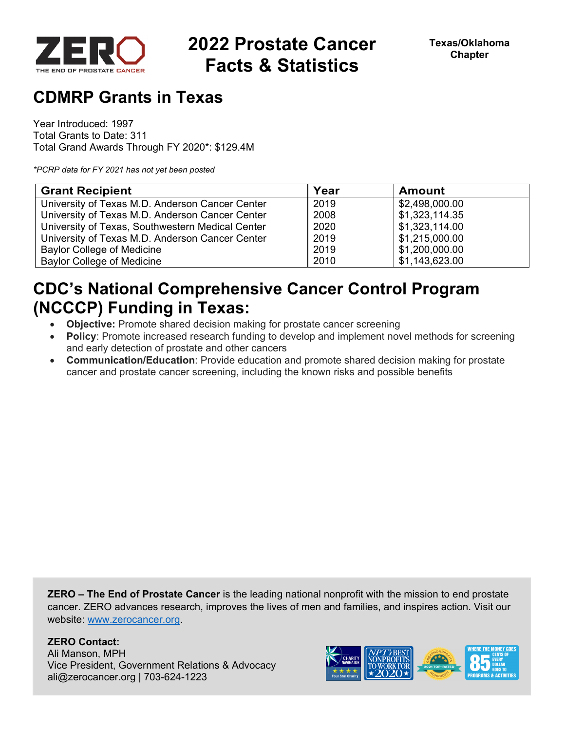ZERO
THE END OF PROSTATE CANCER

# 2022 Prostate Cancer Facts & Statistics

**Texas/Oklahoma Chapter**

## CDMRP Grants in Texas

Year Introduced: 1997
Total Grants to Date: 311
Total Grand Awards Through FY 2020*: $129.4M

*\*PCRP data for FY 2021 has not yet been posted*

| Grant Recipient | Year | Amount |
|---|---|---|
| University of Texas M.D. Anderson Cancer Center | 2019 | $2,498,000.00 |
| University of Texas M.D. Anderson Cancer Center | 2008 | $1,323,114.35 |
| University of Texas, Southwestern Medical Center | 2020 | $1,323,114.00 |
| University of Texas M.D. Anderson Cancer Center | 2019 | $1,215,000.00 |
| Baylor College of Medicine | 2019 | $1,200,000.00 |
| Baylor College of Medicine | 2010 | $1,143,623.00 |

## CDC's National Comprehensive Cancer Control Program (NCCCP) Funding in Texas:

- **Objective:** Promote shared decision making for prostate cancer screening
- **Policy**: Promote increased research funding to develop and implement novel methods for screening and early detection of prostate and other cancers
- **Communication/Education**: Provide education and promote shared decision making for prostate cancer and prostate cancer screening, including the known risks and possible benefits

**ZERO – The End of Prostate Cancer** is the leading national nonprofit with the mission to end prostate cancer. ZERO advances research, improves the lives of men and families, and inspires action. Visit our website: www.zerocancer.org.

**ZERO Contact:**
Ali Manson, MPH
Vice President, Government Relations & Advocacy
ali@zerocancer.org | 703-624-1223